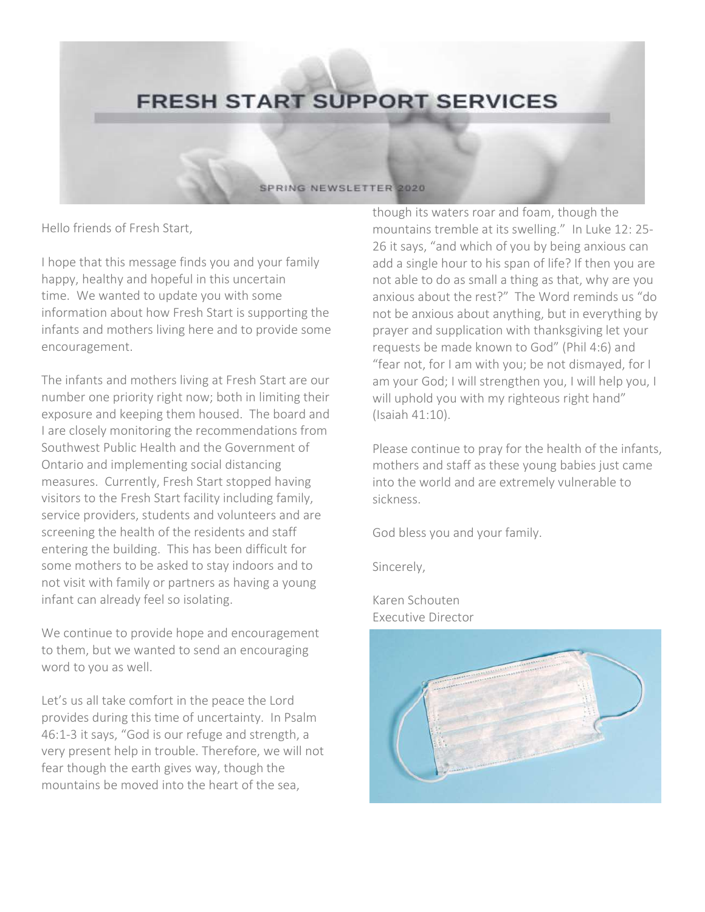# FRESH START SUPPORT SERVICES

SPRING NEWSLETTER 2020

Hello friends of Fresh Start,

I hope that this message finds you and your family happy, healthy and hopeful in this uncertain time. We wanted to update you with some information about how Fresh Start is supporting the infants and mothers living here and to provide some encouragement.

The infants and mothers living at Fresh Start are our number one priority right now; both in limiting their exposure and keeping them housed. The board and I are closely monitoring the recommendations from Southwest Public Health and the Government of Ontario and implementing social distancing measures. Currently, Fresh Start stopped having visitors to the Fresh Start facility including family, service providers, students and volunteers and are screening the health of the residents and staff entering the building. This has been difficult for some mothers to be asked to stay indoors and to not visit with family or partners as having a young infant can already feel so isolating.

We continue to provide hope and encouragement to them, but we wanted to send an encouraging word to you as well.

Let's us all take comfort in the peace the Lord provides during this time of uncertainty. In Psalm 46:1-3 it says, "God is our refuge and strength, a very present help in trouble. Therefore, we will not fear though the earth gives way, though the mountains be moved into the heart of the sea, though its waters roar and foam, though the mountains tremble at its swelling." In Luke 12: 25-26 it says, "and which of you by being anxious can add a single hour to his span of life? If then you are not able to do as small a thing as that, why are you anxious about the rest?" The Word reminds us "do not be anxious about anything, but in everything by prayer and supplication with thanksgiving let your requests be made known to God" (Phil 4:6) and "fear not, for I am with you; be not dismayed, for I am your God; I will strengthen you, I will help you, I will uphold you with my righteous right hand" (Isaiah 41:10).

Please continue to pray for the health of the infants, mothers and staff as these young babies just came into the world and are extremely vulnerable to sickness.

God bless you and your family.

Sincerely,

Karen Schouten
Executive Director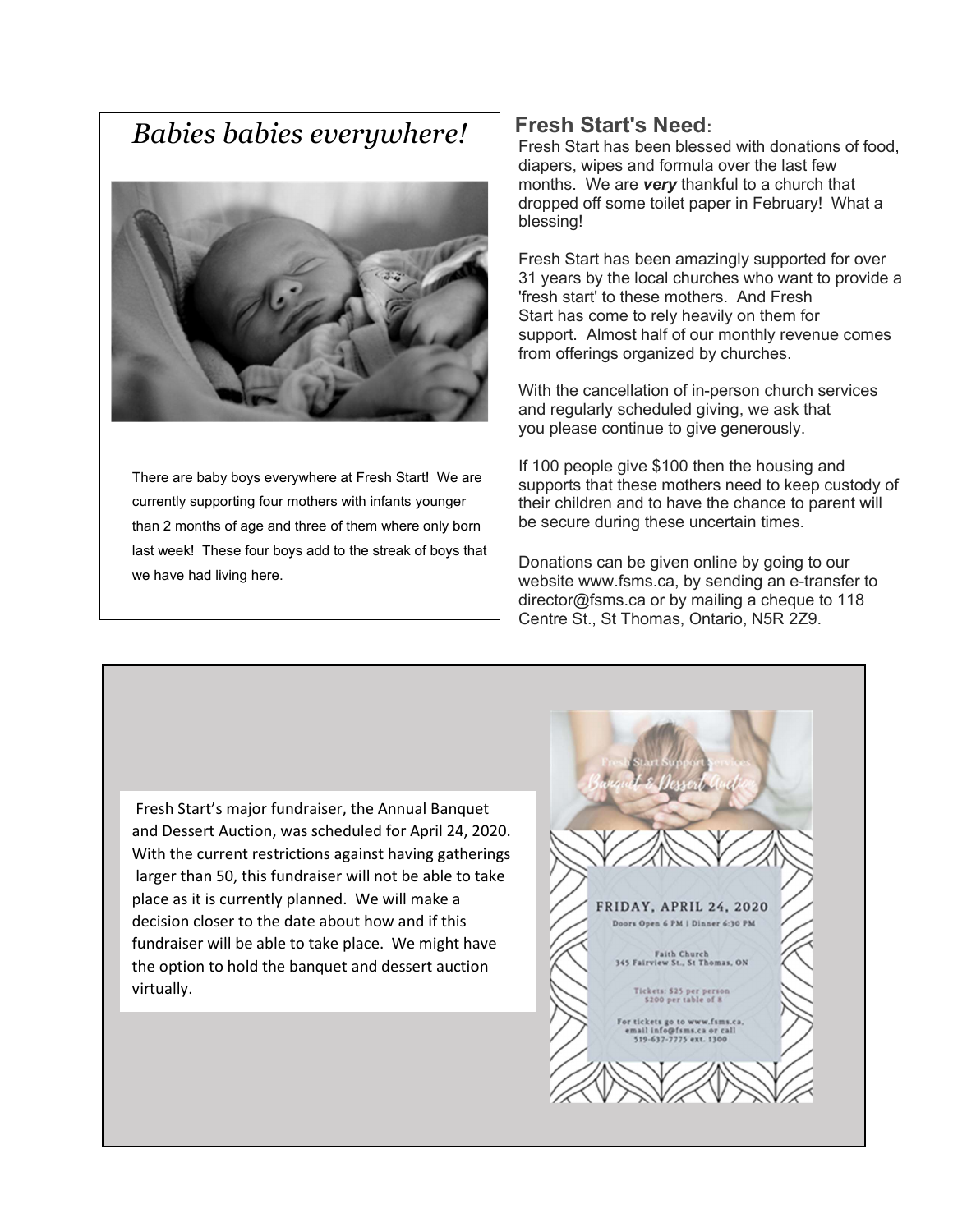## *Babies babies everywhere!*

There are baby boys everywhere at Fresh Start! We are currently supporting four mothers with infants younger than 2 months of age and three of them where only born last week! These four boys add to the streak of boys that we have had living here.

## Fresh Start's Need:

Fresh Start has been blessed with donations of food, diapers, wipes and formula over the last few months. We are ***very*** thankful to a church that dropped off some toilet paper in February! What a blessing!

Fresh Start has been amazingly supported for over 31 years by the local churches who want to provide a 'fresh start' to these mothers. And Fresh Start has come to rely heavily on them for support. Almost half of our monthly revenue comes from offerings organized by churches.

With the cancellation of in-person church services and regularly scheduled giving, we ask that you please continue to give generously.

If 100 people give $100 then the housing and supports that these mothers need to keep custody of their children and to have the chance to parent will be secure during these uncertain times.

Donations can be given online by going to our website www.fsms.ca, by sending an e-transfer to director@fsms.ca or by mailing a cheque to 118 Centre St., St Thomas, Ontario, N5R 2Z9.

Fresh Start's major fundraiser, the Annual Banquet and Dessert Auction, was scheduled for April 24, 2020. With the current restrictions against having gatherings larger than 50, this fundraiser will not be able to take place as it is currently planned. We will make a decision closer to the date about how and if this fundraiser will be able to take place. We might have the option to hold the banquet and dessert auction virtually.

Fresh Start Support Services
Banquet & Dessert Auction

FRIDAY, APRIL 24, 2020
Doors Open 6 PM | Dinner 6:30 PM

Faith Church
345 Fairview St., St Thomas, ON

Tickets: $25 per person
$200 per table of 8

For tickets go to www.fsms.ca, email info@fsms.ca or call 519-637-7775 ext. 1300